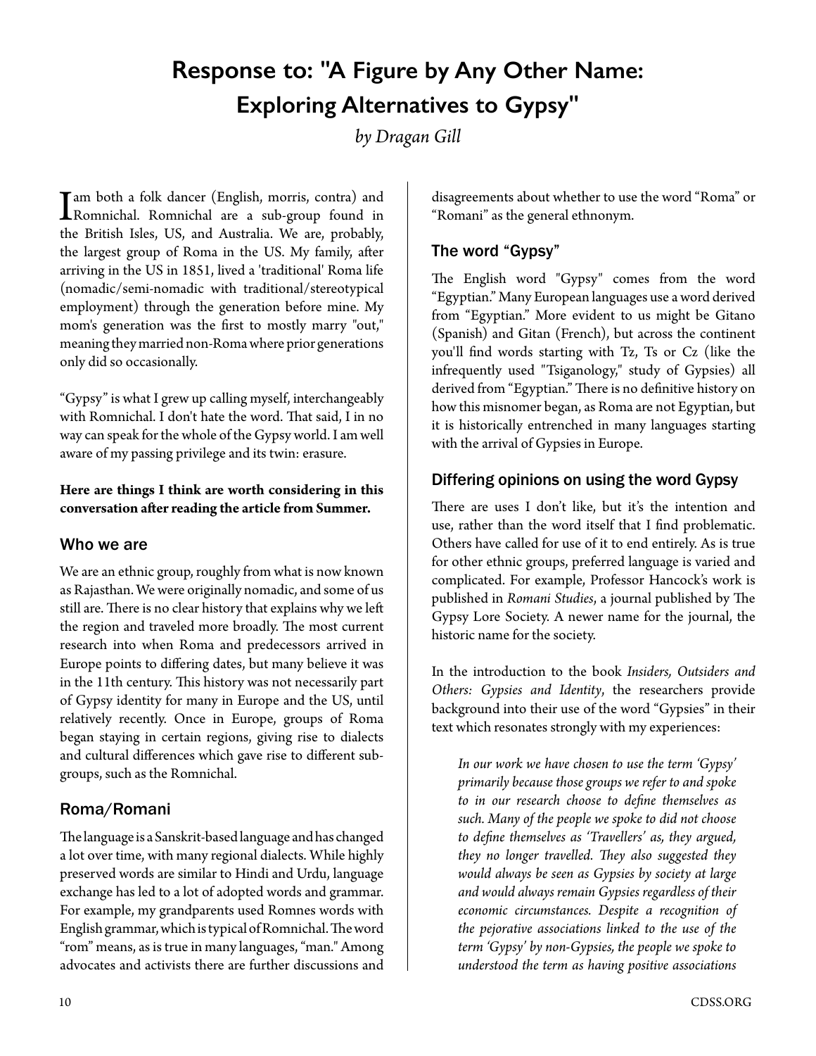# Response to: "A Figure by Any Other Name: Exploring Alternatives to Gypsy"

*by Dragan Gill*

I am both a folk dancer (English, morris, contra) and Romnichal. Romnichal are a sub-group found in the British Isles, US, and Australia. We are, probably, the largest group of Roma in the US. My family, after arriving in the US in 1851, lived a 'traditional' Roma life (nomadic/semi-nomadic with traditional/stereotypical employment) through the generation before mine. My mom's generation was the first to mostly marry "out," meaning they married non-Roma where prior generations only did so occasionally.

"Gypsy" is what I grew up calling myself, interchangeably with Romnichal. I don't hate the word. That said, I in no way can speak for the whole of the Gypsy world. I am well aware of my passing privilege and its twin: erasure.

**Here are things I think are worth considering in this conversation after reading the article from Summer.**

## Who we are

We are an ethnic group, roughly from what is now known as Rajasthan. We were originally nomadic, and some of us still are. There is no clear history that explains why we left the region and traveled more broadly. The most current research into when Roma and predecessors arrived in Europe points to differing dates, but many believe it was in the 11th century. This history was not necessarily part of Gypsy identity for many in Europe and the US, until relatively recently. Once in Europe, groups of Roma began staying in certain regions, giving rise to dialects and cultural differences which gave rise to different sub-groups, such as the Romnichal.

## Roma/Romani

The language is a Sanskrit-based language and has changed a lot over time, with many regional dialects. While highly preserved words are similar to Hindi and Urdu, language exchange has led to a lot of adopted words and grammar. For example, my grandparents used Romnes words with English grammar, which is typical of Romnichal. The word "rom" means, as is true in many languages, "man." Among advocates and activists there are further discussions and disagreements about whether to use the word "Roma" or "Romani" as the general ethnonym.

## The word "Gypsy"

The English word "Gypsy" comes from the word "Egyptian." Many European languages use a word derived from "Egyptian." More evident to us might be Gitano (Spanish) and Gitan (French), but across the continent you'll find words starting with Tz, Ts or Cz (like the infrequently used "Tsiganology," study of Gypsies) all derived from "Egyptian." There is no definitive history on how this misnomer began, as Roma are not Egyptian, but it is historically entrenched in many languages starting with the arrival of Gypsies in Europe.

## Differing opinions on using the word Gypsy

There are uses I don't like, but it's the intention and use, rather than the word itself that I find problematic. Others have called for use of it to end entirely. As is true for other ethnic groups, preferred language is varied and complicated. For example, Professor Hancock's work is published in *Romani Studies*, a journal published by The Gypsy Lore Society. A newer name for the journal, the historic name for the society.

In the introduction to the book *Insiders, Outsiders and Others: Gypsies and Identity*, the researchers provide background into their use of the word "Gypsies" in their text which resonates strongly with my experiences:

> *In our work we have chosen to use the term 'Gypsy' primarily because those groups we refer to and spoke to in our research choose to define themselves as such. Many of the people we spoke to did not choose to define themselves as 'Travellers' as, they argued, they no longer travelled. They also suggested they would always be seen as Gypsies by society at large and would always remain Gypsies regardless of their economic circumstances. Despite a recognition of the pejorative associations linked to the use of the term 'Gypsy' by non-Gypsies, the people we spoke to understood the term as having positive associations*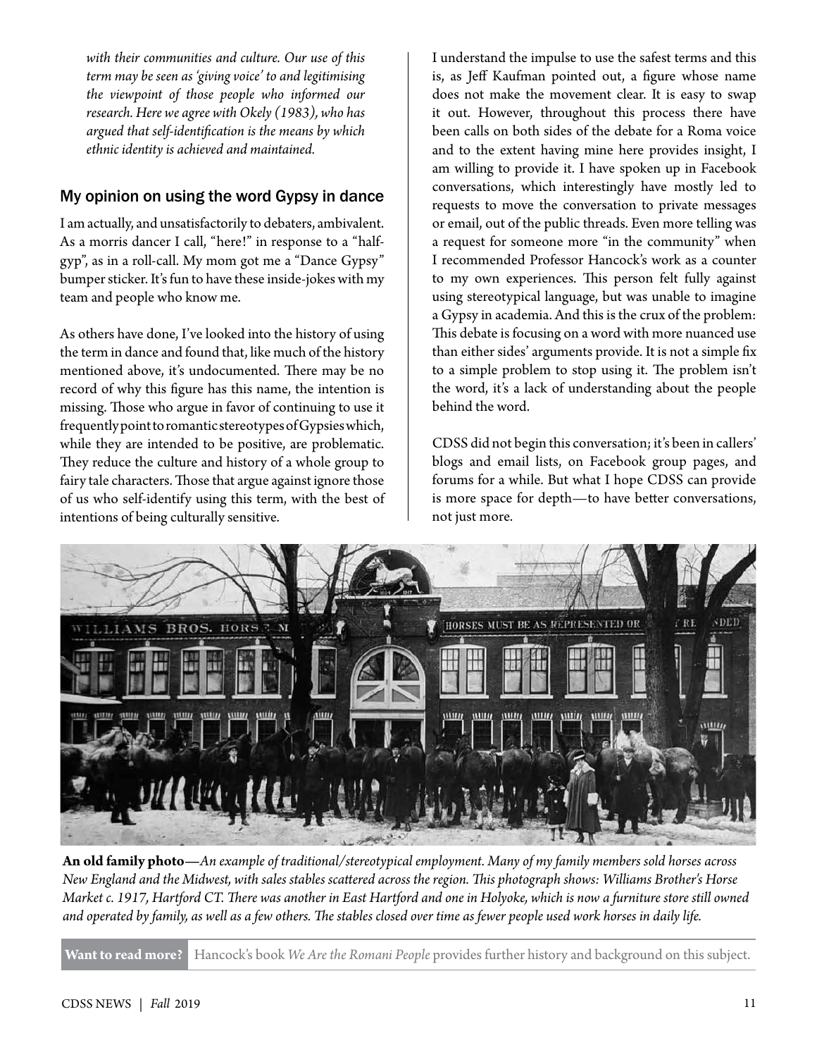*with their communities and culture. Our use of this term may be seen as 'giving voice' to and legitimising the viewpoint of those people who informed our research. Here we agree with Okely (1983), who has argued that self-identification is the means by which ethnic identity is achieved and maintained.*

## My opinion on using the word Gypsy in dance

I am actually, and unsatisfactorily to debaters, ambivalent. As a morris dancer I call, "here!" in response to a "half-gyp", as in a roll-call. My mom got me a "Dance Gypsy" bumper sticker. It's fun to have these inside-jokes with my team and people who know me.

As others have done, I've looked into the history of using the term in dance and found that, like much of the history mentioned above, it's undocumented. There may be no record of why this figure has this name, the intention is missing. Those who argue in favor of continuing to use it frequently point to romantic stereotypes of Gypsies which, while they are intended to be positive, are problematic. They reduce the culture and history of a whole group to fairy tale characters. Those that argue against ignore those of us who self-identify using this term, with the best of intentions of being culturally sensitive.

I understand the impulse to use the safest terms and this is, as Jeff Kaufman pointed out, a figure whose name does not make the movement clear. It is easy to swap it out. However, throughout this process there have been calls on both sides of the debate for a Roma voice and to the extent having mine here provides insight, I am willing to provide it. I have spoken up in Facebook conversations, which interestingly have mostly led to requests to move the conversation to private messages or email, out of the public threads. Even more telling was a request for someone more "in the community" when I recommended Professor Hancock's work as a counter to my own experiences. This person felt fully against using stereotypical language, but was unable to imagine a Gypsy in academia. And this is the crux of the problem: This debate is focusing on a word with more nuanced use than either sides' arguments provide. It is not a simple fix to a simple problem to stop using it. The problem isn't the word, it's a lack of understanding about the people behind the word.

CDSS did not begin this conversation; it's been in callers' blogs and email lists, on Facebook group pages, and forums for a while. But what I hope CDSS can provide is more space for depth—to have better conversations, not just more.

**An old family photo**—*An example of traditional/stereotypical employment. Many of my family members sold horses across New England and the Midwest, with sales stables scattered across the region. This photograph shows: Williams Brother's Horse Market c. 1917, Hartford CT. There was another in East Hartford and one in Holyoke, which is now a furniture store still owned and operated by family, as well as a few others. The stables closed over time as fewer people used work horses in daily life.*

**Want to read more?** Hancock's book *We Are the Romani People* provides further history and background on this subject.